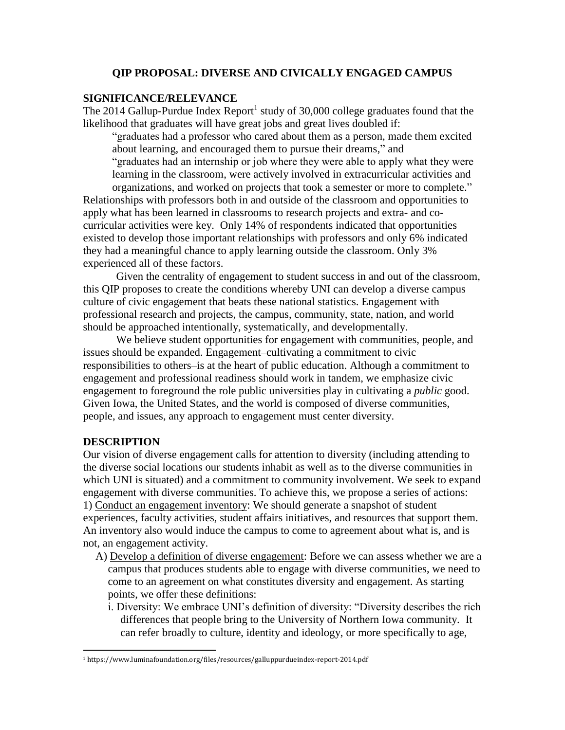# QIP PROPOSAL: DIVERSE AND CIVICALLY ENGAGED CAMPUS

## SIGNIFICANCE/RELEVANCE

The 2014 Gallup-Purdue Index Report[1] study of 30,000 college graduates found that the likelihood that graduates will have great jobs and great lives doubled if:

> "graduates had a professor who cared about them as a person, made them excited about learning, and encouraged them to pursue their dreams," and
> "graduates had an internship or job where they were able to apply what they were learning in the classroom, were actively involved in extracurricular activities and organizations, and worked on projects that took a semester or more to complete."

Relationships with professors both in and outside of the classroom and opportunities to apply what has been learned in classrooms to research projects and extra- and co-curricular activities were key. Only 14% of respondents indicated that opportunities existed to develop those important relationships with professors and only 6% indicated they had a meaningful chance to apply learning outside the classroom. Only 3% experienced all of these factors.

Given the centrality of engagement to student success in and out of the classroom, this QIP proposes to create the conditions whereby UNI can develop a diverse campus culture of civic engagement that beats these national statistics. Engagement with professional research and projects, the campus, community, state, nation, and world should be approached intentionally, systematically, and developmentally.

We believe student opportunities for engagement with communities, people, and issues should be expanded. Engagement–cultivating a commitment to civic responsibilities to others–is at the heart of public education. Although a commitment to engagement and professional readiness should work in tandem, we emphasize civic engagement to foreground the role public universities play in cultivating a *public* good. Given Iowa, the United States, and the world is composed of diverse communities, people, and issues, any approach to engagement must center diversity.

## DESCRIPTION

Our vision of diverse engagement calls for attention to diversity (including attending to the diverse social locations our students inhabit as well as to the diverse communities in which UNI is situated) and a commitment to community involvement. We seek to expand engagement with diverse communities. To achieve this, we propose a series of actions:

1) Conduct an engagement inventory: We should generate a snapshot of student experiences, faculty activities, student affairs initiatives, and resources that support them. An inventory also would induce the campus to come to agreement about what is, and is not, an engagement activity.

   A) Develop a definition of diverse engagement: Before we can assess whether we are a campus that produces students able to engage with diverse communities, we need to come to an agreement on what constitutes diversity and engagement. As starting points, we offer these definitions:

      i. Diversity: We embrace UNI's definition of diversity: "Diversity describes the rich differences that people bring to the University of Northern Iowa community. It can refer broadly to culture, identity and ideology, or more specifically to age,

[1] https://www.luminafoundation.org/files/resources/galluppurdueindex-report-2014.pdf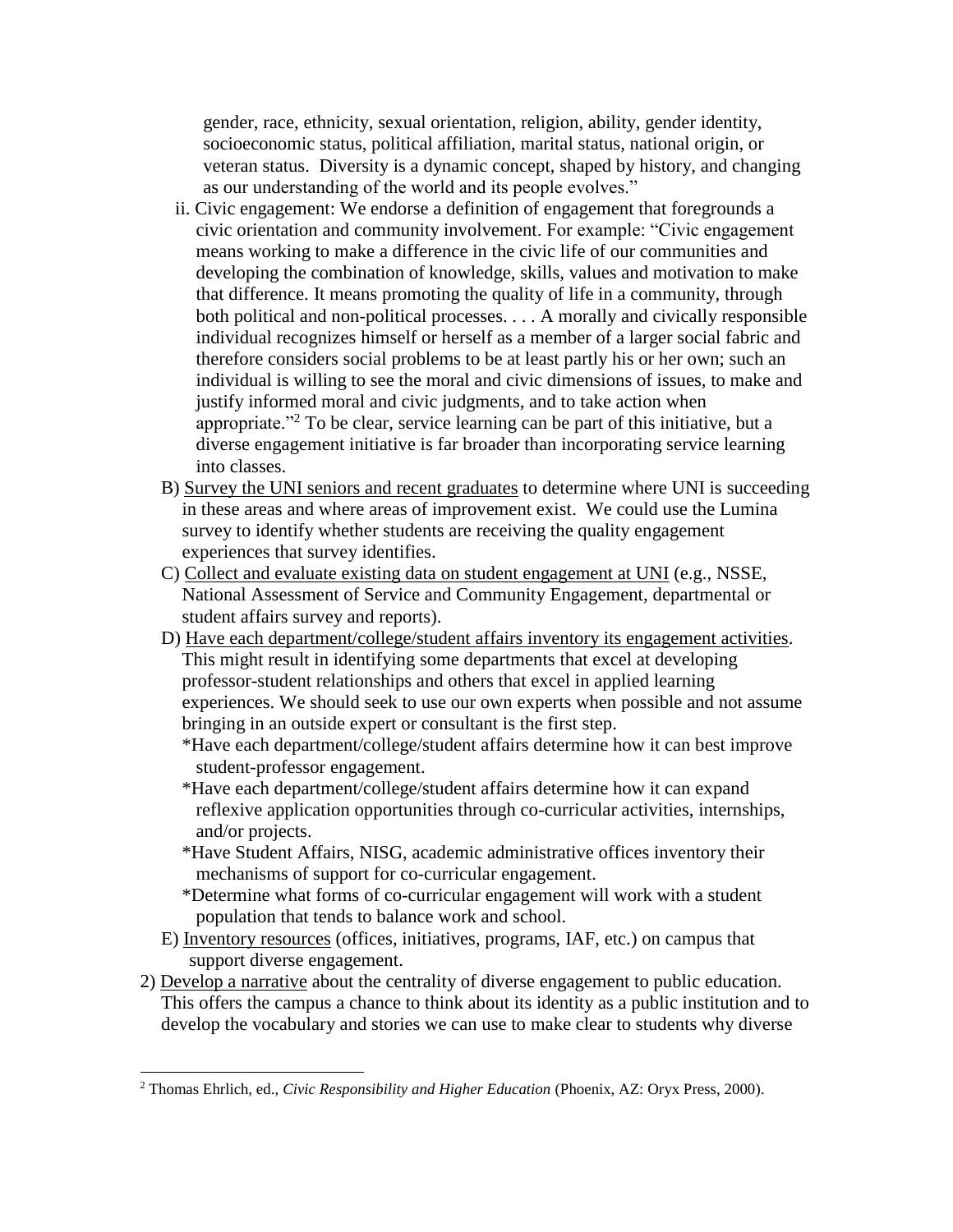gender, race, ethnicity, sexual orientation, religion, ability, gender identity, socioeconomic status, political affiliation, marital status, national origin, or veteran status. Diversity is a dynamic concept, shaped by history, and changing as our understanding of the world and its people evolves."

ii. Civic engagement: We endorse a definition of engagement that foregrounds a civic orientation and community involvement. For example: "Civic engagement means working to make a difference in the civic life of our communities and developing the combination of knowledge, skills, values and motivation to make that difference. It means promoting the quality of life in a community, through both political and non-political processes. . . . A morally and civically responsible individual recognizes himself or herself as a member of a larger social fabric and therefore considers social problems to be at least partly his or her own; such an individual is willing to see the moral and civic dimensions of issues, to make and justify informed moral and civic judgments, and to take action when appropriate."[2] To be clear, service learning can be part of this initiative, but a diverse engagement initiative is far broader than incorporating service learning into classes.

B) <u>Survey the UNI seniors and recent graduates</u> to determine where UNI is succeeding in these areas and where areas of improvement exist. We could use the Lumina survey to identify whether students are receiving the quality engagement experiences that survey identifies.

C) <u>Collect and evaluate existing data on student engagement at UNI</u> (e.g., NSSE, National Assessment of Service and Community Engagement, departmental or student affairs survey and reports).

D) <u>Have each department/college/student affairs inventory its engagement activities</u>. This might result in identifying some departments that excel at developing professor-student relationships and others that excel in applied learning experiences. We should seek to use our own experts when possible and not assume bringing in an outside expert or consultant is the first step.

*Have each department/college/student affairs determine how it can best improve student-professor engagement.

*Have each department/college/student affairs determine how it can expand reflexive application opportunities through co-curricular activities, internships, and/or projects.

*Have Student Affairs, NISG, academic administrative offices inventory their mechanisms of support for co-curricular engagement.

*Determine what forms of co-curricular engagement will work with a student population that tends to balance work and school.

E) <u>Inventory resources</u> (offices, initiatives, programs, IAF, etc.) on campus that support diverse engagement.

2) <u>Develop a narrative</u> about the centrality of diverse engagement to public education. This offers the campus a chance to think about its identity as a public institution and to develop the vocabulary and stories we can use to make clear to students why diverse

---

[2] Thomas Ehrlich, ed., *Civic Responsibility and Higher Education* (Phoenix, AZ: Oryx Press, 2000).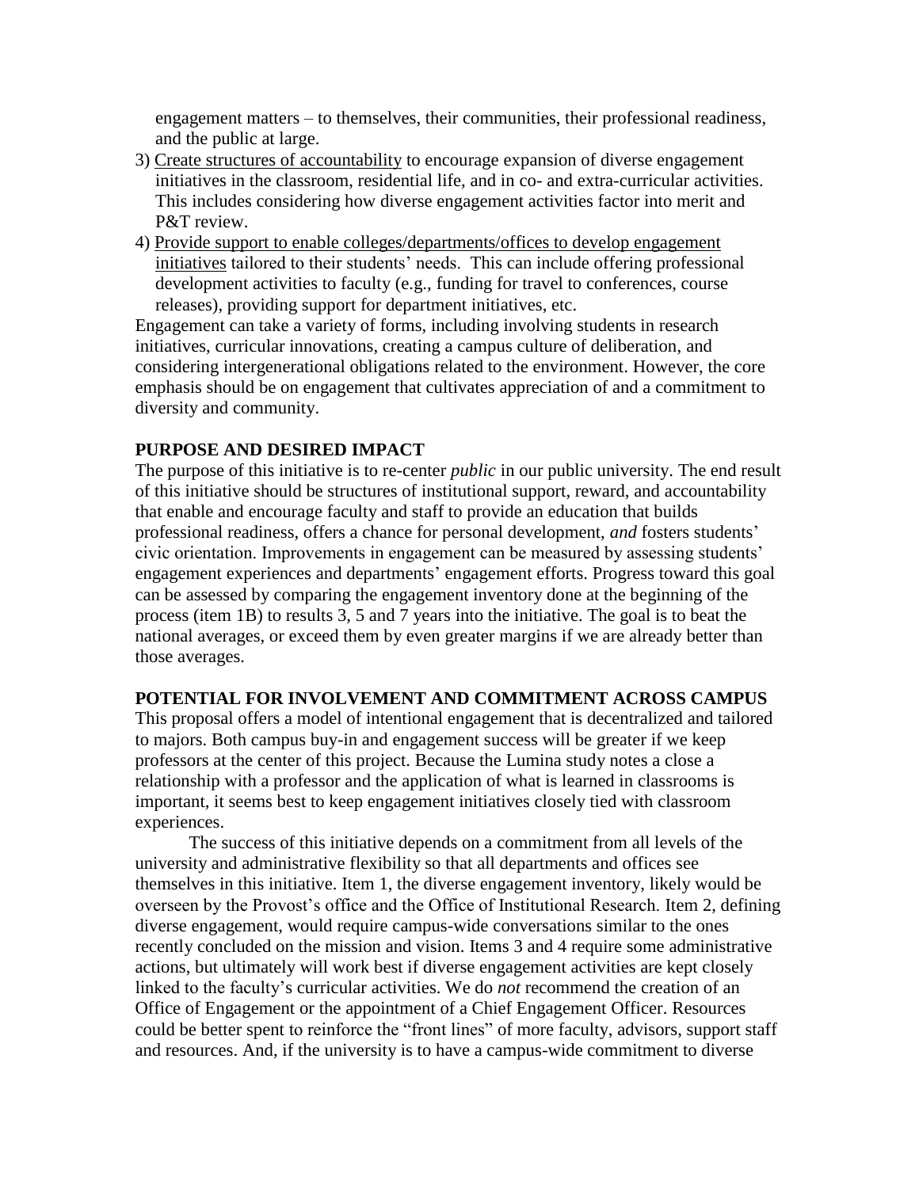engagement matters – to themselves, their communities, their professional readiness, and the public at large.

3) <u>Create structures of accountability</u> to encourage expansion of diverse engagement initiatives in the classroom, residential life, and in co- and extra-curricular activities. This includes considering how diverse engagement activities factor into merit and P&T review.
4) <u>Provide support to enable colleges/departments/offices to develop engagement initiatives</u> tailored to their students' needs. This can include offering professional development activities to faculty (e.g., funding for travel to conferences, course releases), providing support for department initiatives, etc.

Engagement can take a variety of forms, including involving students in research initiatives, curricular innovations, creating a campus culture of deliberation, and considering intergenerational obligations related to the environment. However, the core emphasis should be on engagement that cultivates appreciation of and a commitment to diversity and community.

**PURPOSE AND DESIRED IMPACT**

The purpose of this initiative is to re-center *public* in our public university. The end result of this initiative should be structures of institutional support, reward, and accountability that enable and encourage faculty and staff to provide an education that builds professional readiness, offers a chance for personal development, *and* fosters students' civic orientation. Improvements in engagement can be measured by assessing students' engagement experiences and departments' engagement efforts. Progress toward this goal can be assessed by comparing the engagement inventory done at the beginning of the process (item 1B) to results 3, 5 and 7 years into the initiative. The goal is to beat the national averages, or exceed them by even greater margins if we are already better than those averages.

**POTENTIAL FOR INVOLVEMENT AND COMMITMENT ACROSS CAMPUS**

This proposal offers a model of intentional engagement that is decentralized and tailored to majors. Both campus buy-in and engagement success will be greater if we keep professors at the center of this project. Because the Lumina study notes a close a relationship with a professor and the application of what is learned in classrooms is important, it seems best to keep engagement initiatives closely tied with classroom experiences.

The success of this initiative depends on a commitment from all levels of the university and administrative flexibility so that all departments and offices see themselves in this initiative. Item 1, the diverse engagement inventory, likely would be overseen by the Provost's office and the Office of Institutional Research. Item 2, defining diverse engagement, would require campus-wide conversations similar to the ones recently concluded on the mission and vision. Items 3 and 4 require some administrative actions, but ultimately will work best if diverse engagement activities are kept closely linked to the faculty's curricular activities. We do *not* recommend the creation of an Office of Engagement or the appointment of a Chief Engagement Officer. Resources could be better spent to reinforce the "front lines" of more faculty, advisors, support staff and resources. And, if the university is to have a campus-wide commitment to diverse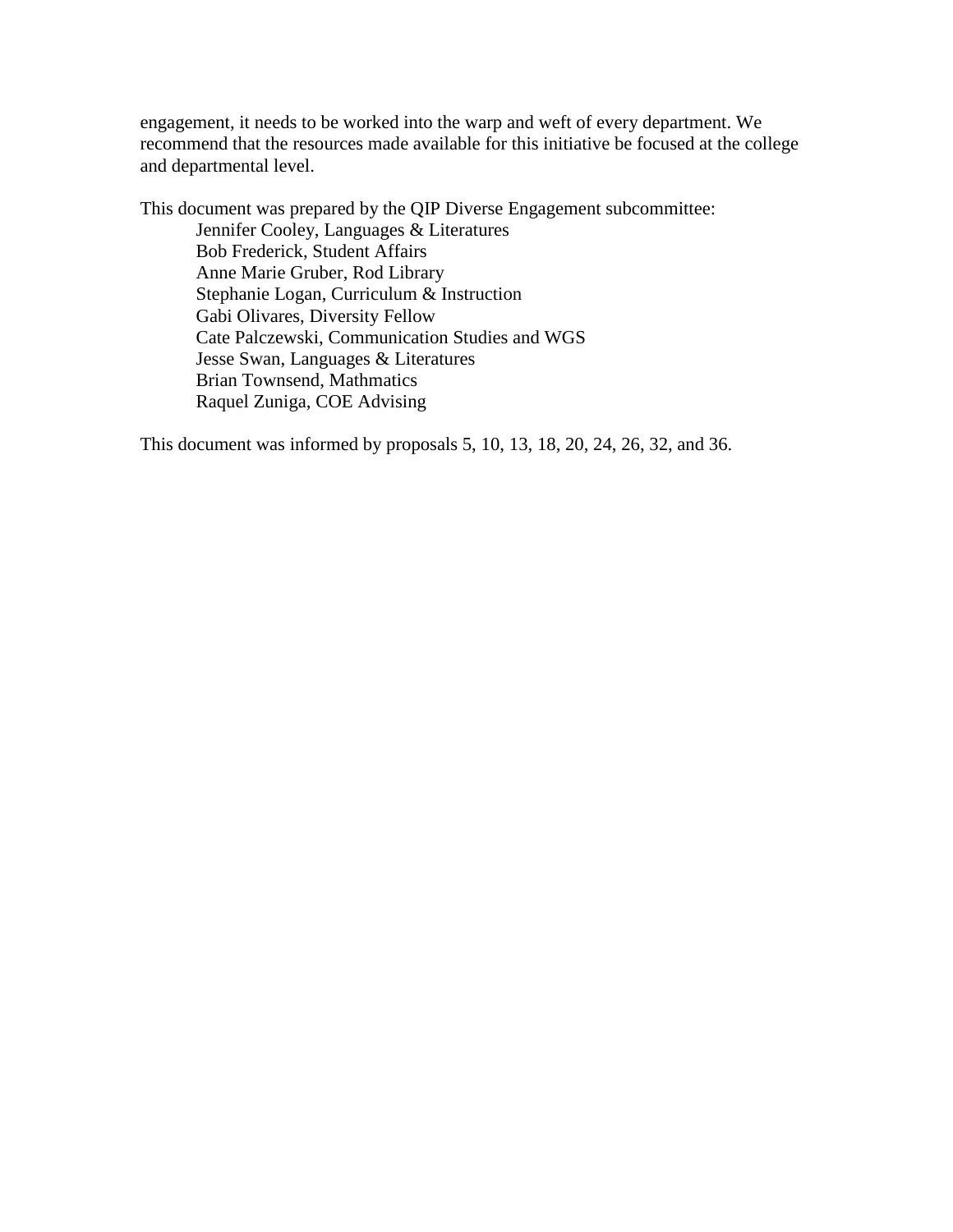engagement, it needs to be worked into the warp and weft of every department. We recommend that the resources made available for this initiative be focused at the college and departmental level.

This document was prepared by the QIP Diverse Engagement subcommittee:

Jennifer Cooley, Languages & Literatures
Bob Frederick, Student Affairs
Anne Marie Gruber, Rod Library
Stephanie Logan, Curriculum & Instruction
Gabi Olivares, Diversity Fellow
Cate Palczewski, Communication Studies and WGS
Jesse Swan, Languages & Literatures
Brian Townsend, Mathmatics
Raquel Zuniga, COE Advising

This document was informed by proposals 5, 10, 13, 18, 20, 24, 26, 32, and 36.